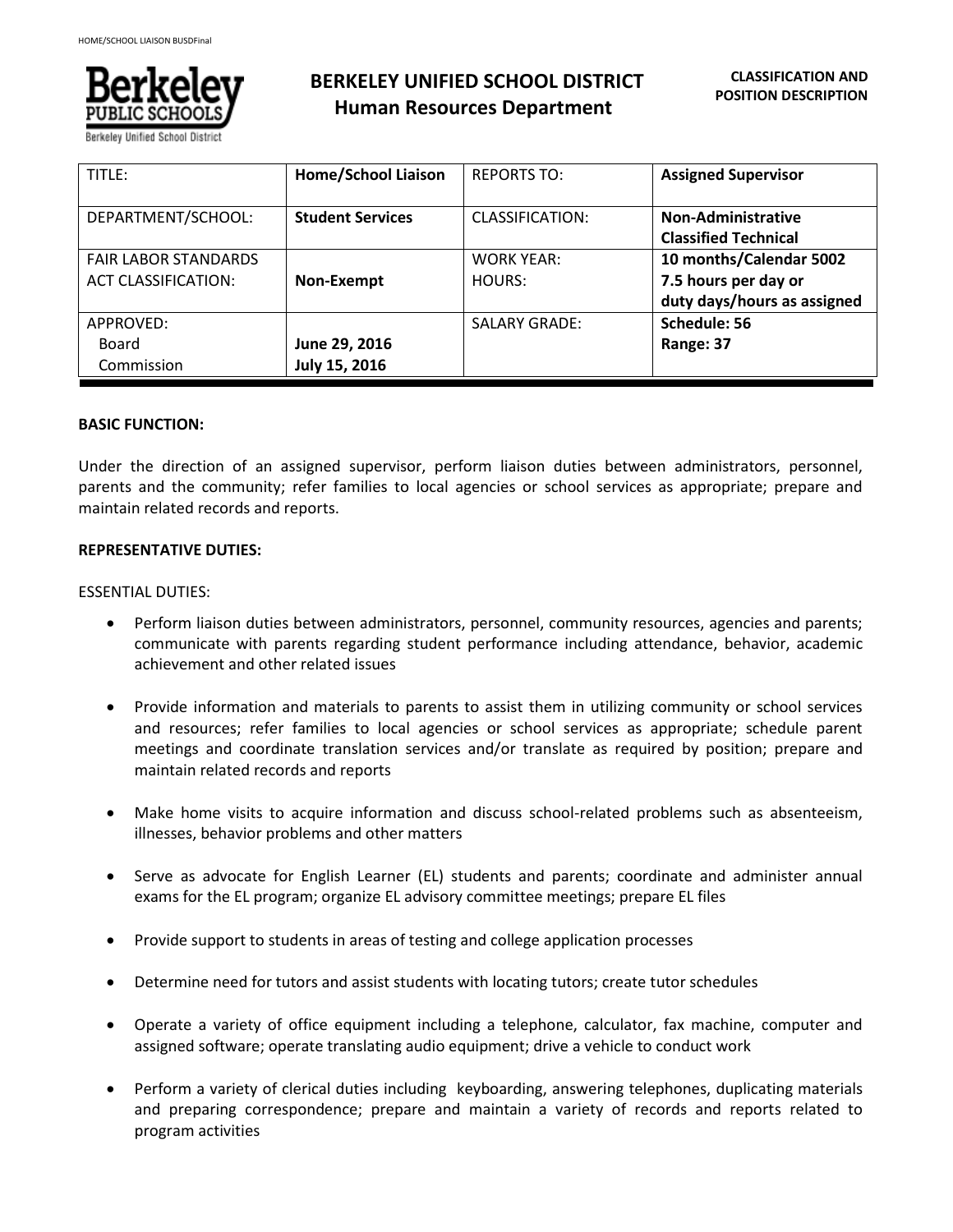# BERKELEY UNIFIED SCHOOL DISTRICT
## Human Resources Department

**CLASSIFICATION AND POSITION DESCRIPTION**

| TITLE: | **Home/School Liaison** | REPORTS TO: | **Assigned Supervisor** |
|---|---|---|---|
| DEPARTMENT/SCHOOL: | **Student Services** | CLASSIFICATION: | **Non-Administrative Classified Technical** |
| FAIR LABOR STANDARDS ACT CLASSIFICATION: | **Non-Exempt** | WORK YEAR: HOURS: | **10 months/Calendar 5002 7.5 hours per day or duty days/hours as assigned** |
| APPROVED: Board Commission | **June 29, 2016 July 15, 2016** | SALARY GRADE: | **Schedule: 56 Range: 37** |

**BASIC FUNCTION:**

Under the direction of an assigned supervisor, perform liaison duties between administrators, personnel, parents and the community; refer families to local agencies or school services as appropriate; prepare and maintain related records and reports.

**REPRESENTATIVE DUTIES:**

ESSENTIAL DUTIES:

- Perform liaison duties between administrators, personnel, community resources, agencies and parents; communicate with parents regarding student performance including attendance, behavior, academic achievement and other related issues
- Provide information and materials to parents to assist them in utilizing community or school services and resources; refer families to local agencies or school services as appropriate; schedule parent meetings and coordinate translation services and/or translate as required by position; prepare and maintain related records and reports
- Make home visits to acquire information and discuss school-related problems such as absenteeism, illnesses, behavior problems and other matters
- Serve as advocate for English Learner (EL) students and parents; coordinate and administer annual exams for the EL program; organize EL advisory committee meetings; prepare EL files
- Provide support to students in areas of testing and college application processes
- Determine need for tutors and assist students with locating tutors; create tutor schedules
- Operate a variety of office equipment including a telephone, calculator, fax machine, computer and assigned software; operate translating audio equipment; drive a vehicle to conduct work
- Perform a variety of clerical duties including keyboarding, answering telephones, duplicating materials and preparing correspondence; prepare and maintain a variety of records and reports related to program activities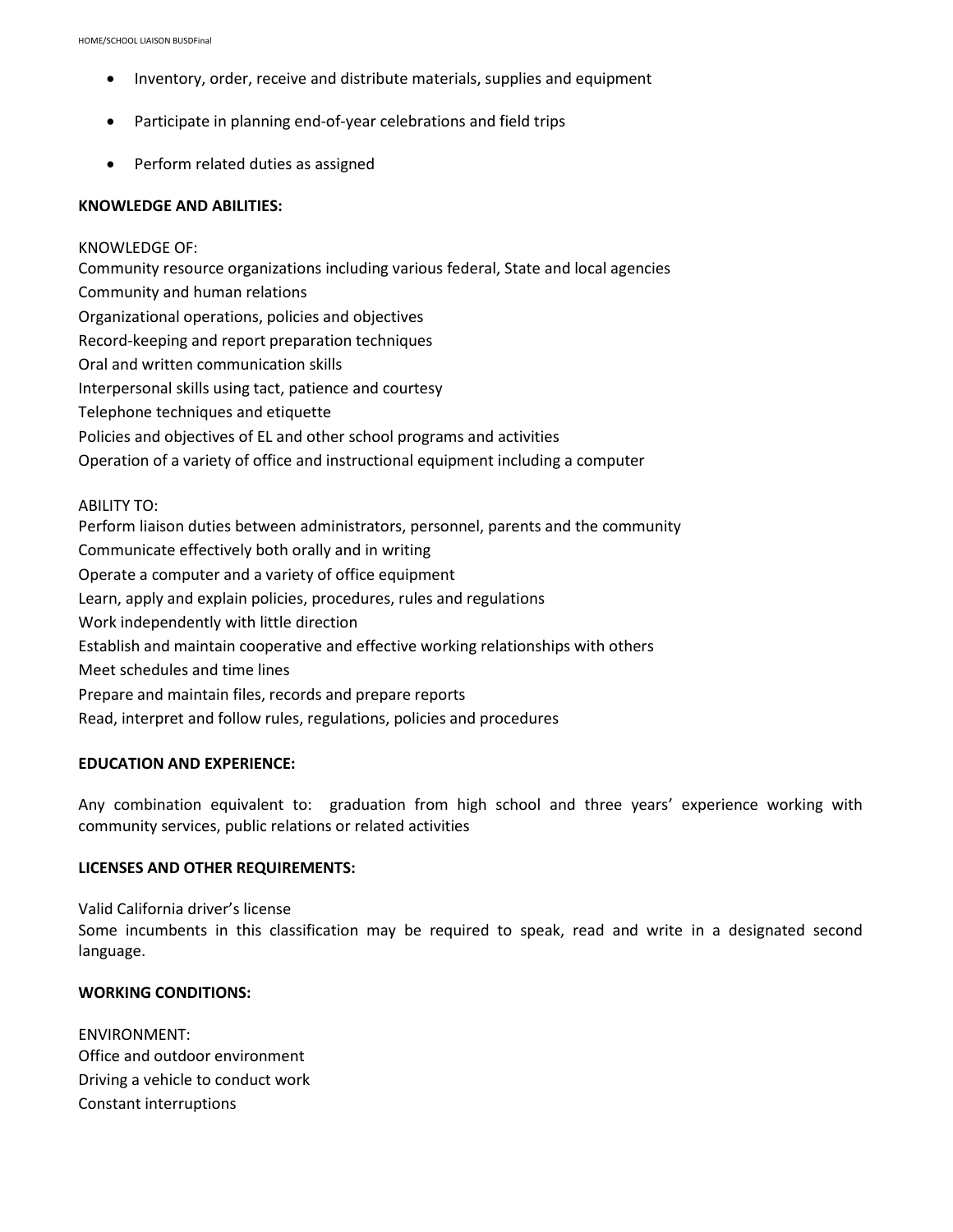- Inventory, order, receive and distribute materials, supplies and equipment
- Participate in planning end-of-year celebrations and field trips
- Perform related duties as assigned

**KNOWLEDGE AND ABILITIES:**

KNOWLEDGE OF:
Community resource organizations including various federal, State and local agencies
Community and human relations
Organizational operations, policies and objectives
Record-keeping and report preparation techniques
Oral and written communication skills
Interpersonal skills using tact, patience and courtesy
Telephone techniques and etiquette
Policies and objectives of EL and other school programs and activities
Operation of a variety of office and instructional equipment including a computer

ABILITY TO:
Perform liaison duties between administrators, personnel, parents and the community
Communicate effectively both orally and in writing
Operate a computer and a variety of office equipment
Learn, apply and explain policies, procedures, rules and regulations
Work independently with little direction
Establish and maintain cooperative and effective working relationships with others
Meet schedules and time lines
Prepare and maintain files, records and prepare reports
Read, interpret and follow rules, regulations, policies and procedures

**EDUCATION AND EXPERIENCE:**

Any combination equivalent to: graduation from high school and three years' experience working with community services, public relations or related activities

**LICENSES AND OTHER REQUIREMENTS:**

Valid California driver's license
Some incumbents in this classification may be required to speak, read and write in a designated second language.

**WORKING CONDITIONS:**

ENVIRONMENT:
Office and outdoor environment
Driving a vehicle to conduct work
Constant interruptions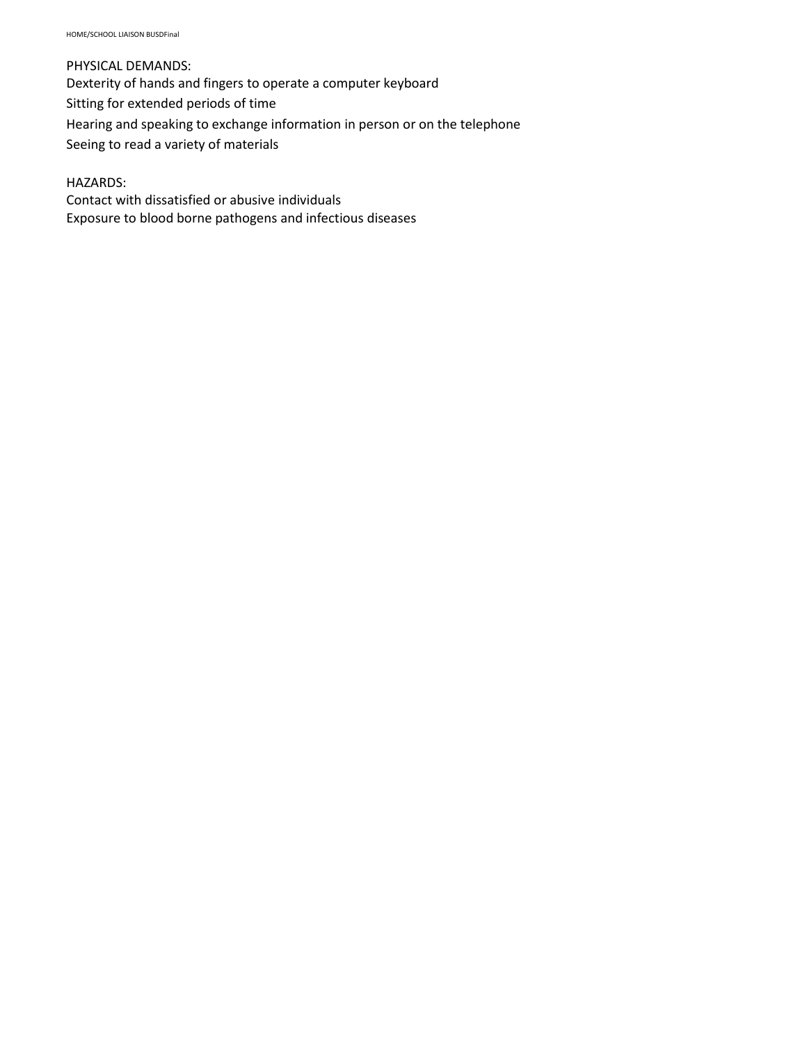PHYSICAL DEMANDS:

Dexterity of hands and fingers to operate a computer keyboard

Sitting for extended periods of time

Hearing and speaking to exchange information in person or on the telephone

Seeing to read a variety of materials

HAZARDS:

Contact with dissatisfied or abusive individuals

Exposure to blood borne pathogens and infectious diseases